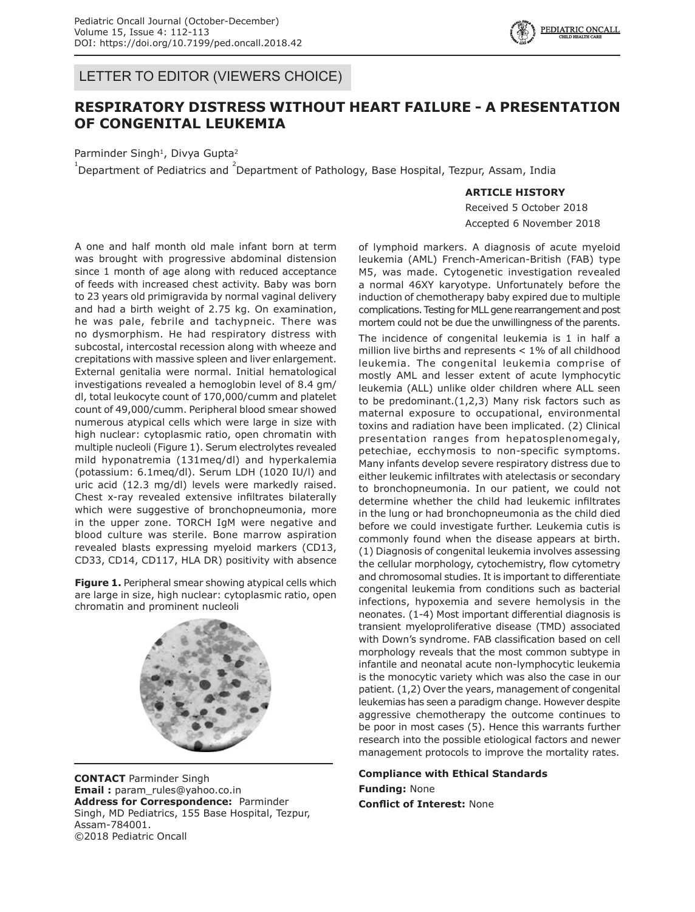LETTER TO EDITOR (VIEWERS CHOICE)

# RESPIRATORY DISTRESS WITHOUT HEART FAILURE - A PRESENTATION OF CONGENITAL LEUKEMIA

Parminder Singh[1], Divya Gupta[2]

[1]Department of Pediatrics and [2]Department of Pathology, Base Hospital, Tezpur, Assam, India

**ARTICLE HISTORY**

Received 5 October 2018

Accepted 6 November 2018

A one and half month old male infant born at term was brought with progressive abdominal distension since 1 month of age along with reduced acceptance of feeds with increased chest activity. Baby was born to 23 years old primigravida by normal vaginal delivery and had a birth weight of 2.75 kg. On examination, he was pale, febrile and tachypneic. There was no dysmorphism. He had respiratory distress with subcostal, intercostal recession along with wheeze and crepitations with massive spleen and liver enlargement. External genitalia were normal. Initial hematological investigations revealed a hemoglobin level of 8.4 gm/dl, total leukocyte count of 170,000/cumm and platelet count of 49,000/cumm. Peripheral blood smear showed numerous atypical cells which were large in size with high nuclear: cytoplasmic ratio, open chromatin with multiple nucleoli (Figure 1). Serum electrolytes revealed mild hyponatremia (131meq/dl) and hyperkalemia (potassium: 6.1meq/dl). Serum LDH (1020 IU/l) and uric acid (12.3 mg/dl) levels were markedly raised. Chest x-ray revealed extensive infiltrates bilaterally which were suggestive of bronchopneumonia, more in the upper zone. TORCH IgM were negative and blood culture was sterile. Bone marrow aspiration revealed blasts expressing myeloid markers (CD13, CD33, CD14, CD117, HLA DR) positivity with absence of lymphoid markers. A diagnosis of acute myeloid leukemia (AML) French-American-British (FAB) type M5, was made. Cytogenetic investigation revealed a normal 46XY karyotype. Unfortunately before the induction of chemotherapy baby expired due to multiple complications. Testing for MLL gene rearrangement and post mortem could not be due the unwillingness of the parents.

**Figure 1.** Peripheral smear showing atypical cells which are large in size, high nuclear: cytoplasmic ratio, open chromatin and prominent nucleoli

The incidence of congenital leukemia is 1 in half a million live births and represents < 1% of all childhood leukemia. The congenital leukemia comprise of mostly AML and lesser extent of acute lymphocytic leukemia (ALL) unlike older children where ALL seen to be predominant.(1,2,3) Many risk factors such as maternal exposure to occupational, environmental toxins and radiation have been implicated. (2) Clinical presentation ranges from hepatosplenomegaly, petechiae, ecchymosis to non-specific symptoms. Many infants develop severe respiratory distress due to either leukemic infiltrates with atelectasis or secondary to bronchopneumonia. In our patient, we could not determine whether the child had leukemic infiltrates in the lung or had bronchopneumonia as the child died before we could investigate further. Leukemia cutis is commonly found when the disease appears at birth. (1) Diagnosis of congenital leukemia involves assessing the cellular morphology, cytochemistry, flow cytometry and chromosomal studies. It is important to differentiate congenital leukemia from conditions such as bacterial infections, hypoxemia and severe hemolysis in the neonates. (1-4) Most important differential diagnosis is transient myeloproliferative disease (TMD) associated with Down's syndrome. FAB classification based on cell morphology reveals that the most common subtype in infantile and neonatal acute non-lymphocytic leukemia is the monocytic variety which was also the case in our patient. (1,2) Over the years, management of congenital leukemias has seen a paradigm change. However despite aggressive chemotherapy the outcome continues to be poor in most cases (5). Hence this warrants further research into the possible etiological factors and newer management protocols to improve the mortality rates.

**Compliance with Ethical Standards**

**Funding:** None

**Conflict of Interest:** None

**CONTACT** Parminder Singh
**Email :** param_rules@yahoo.co.in
**Address for Correspondence:** Parminder Singh, MD Pediatrics, 155 Base Hospital, Tezpur, Assam-784001.
©2018 Pediatric Oncall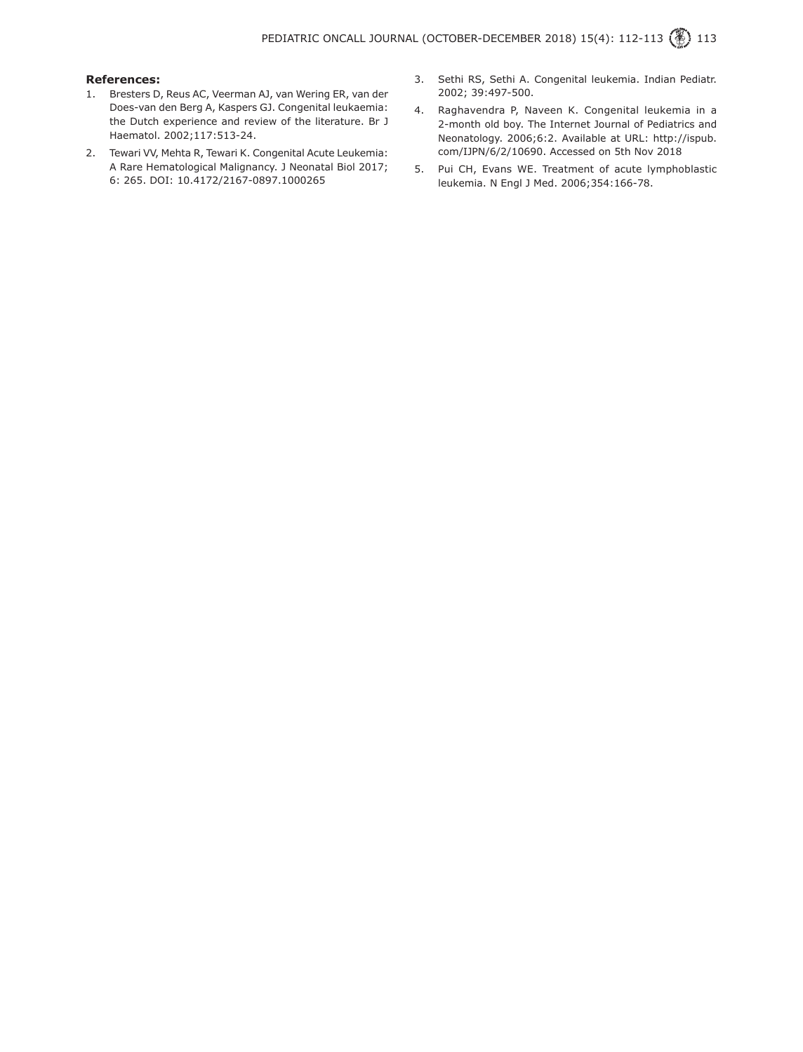**References:**

1. Bresters D, Reus AC, Veerman AJ, van Wering ER, van der Does-van den Berg A, Kaspers GJ. Congenital leukaemia: the Dutch experience and review of the literature. Br J Haematol. 2002;117:513-24.
2. Tewari VV, Mehta R, Tewari K. Congenital Acute Leukemia: A Rare Hematological Malignancy. J Neonatal Biol 2017; 6: 265. DOI: 10.4172/2167-0897.1000265
3. Sethi RS, Sethi A. Congenital leukemia. Indian Pediatr. 2002; 39:497-500.
4. Raghavendra P, Naveen K. Congenital leukemia in a 2-month old boy. The Internet Journal of Pediatrics and Neonatology. 2006;6:2. Available at URL: http://ispub.com/IJPN/6/2/10690. Accessed on 5th Nov 2018
5. Pui CH, Evans WE. Treatment of acute lymphoblastic leukemia. N Engl J Med. 2006;354:166-78.